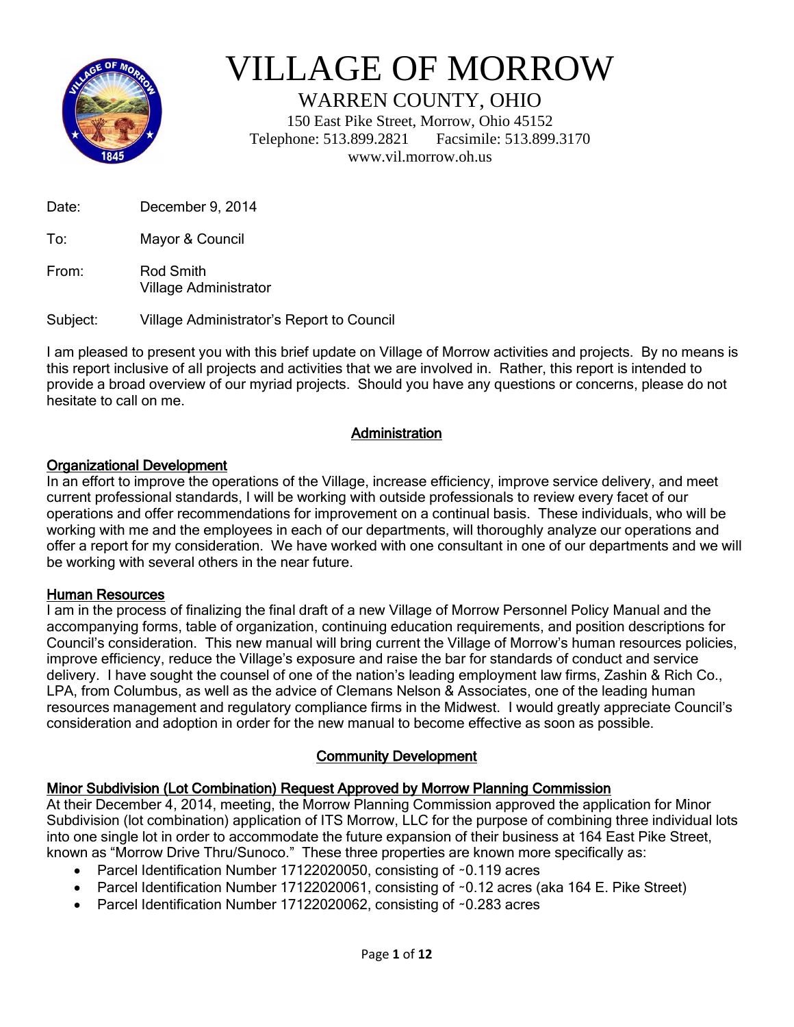# VILLAGE OF MORROW

WARREN COUNTY, OHIO

150 East Pike Street, Morrow, Ohio 45152

Telephone: 513.899.2821 Facsimile: 513.899.3170

www.vil.morrow.oh.us

Date: December 9, 2014

To: Mayor & Council

From: Rod Smith
Village Administrator

Subject: Village Administrator's Report to Council

I am pleased to present you with this brief update on Village of Morrow activities and projects. By no means is this report inclusive of all projects and activities that we are involved in. Rather, this report is intended to provide a broad overview of our myriad projects. Should you have any questions or concerns, please do not hesitate to call on me.

## Administration

### Organizational Development

In an effort to improve the operations of the Village, increase efficiency, improve service delivery, and meet current professional standards, I will be working with outside professionals to review every facet of our operations and offer recommendations for improvement on a continual basis. These individuals, who will be working with me and the employees in each of our departments, will thoroughly analyze our operations and offer a report for my consideration. We have worked with one consultant in one of our departments and we will be working with several others in the near future.

### Human Resources

I am in the process of finalizing the final draft of a new Village of Morrow Personnel Policy Manual and the accompanying forms, table of organization, continuing education requirements, and position descriptions for Council's consideration. This new manual will bring current the Village of Morrow's human resources policies, improve efficiency, reduce the Village's exposure and raise the bar for standards of conduct and service delivery. I have sought the counsel of one of the nation's leading employment law firms, Zashin & Rich Co., LPA, from Columbus, as well as the advice of Clemans Nelson & Associates, one of the leading human resources management and regulatory compliance firms in the Midwest. I would greatly appreciate Council's consideration and adoption in order for the new manual to become effective as soon as possible.

## Community Development

### Minor Subdivision (Lot Combination) Request Approved by Morrow Planning Commission

At their December 4, 2014, meeting, the Morrow Planning Commission approved the application for Minor Subdivision (lot combination) application of ITS Morrow, LLC for the purpose of combining three individual lots into one single lot in order to accommodate the future expansion of their business at 164 East Pike Street, known as "Morrow Drive Thru/Sunoco." These three properties are known more specifically as:

- Parcel Identification Number 17122020050, consisting of ~0.119 acres
- Parcel Identification Number 17122020061, consisting of ~0.12 acres (aka 164 E. Pike Street)
- Parcel Identification Number 17122020062, consisting of ~0.283 acres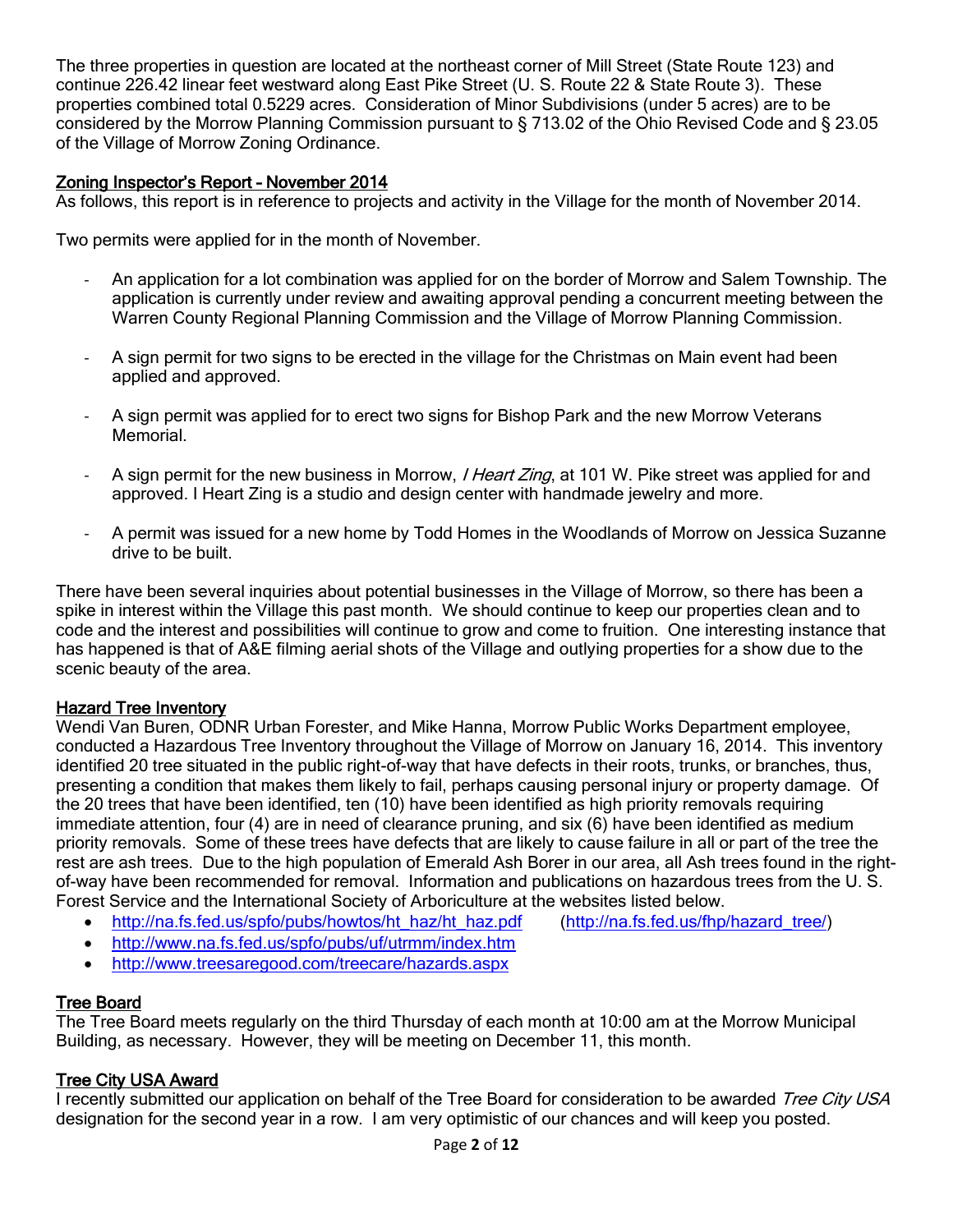The three properties in question are located at the northeast corner of Mill Street (State Route 123) and continue 226.42 linear feet westward along East Pike Street (U. S. Route 22 & State Route 3). These properties combined total 0.5229 acres. Consideration of Minor Subdivisions (under 5 acres) are to be considered by the Morrow Planning Commission pursuant to § 713.02 of the Ohio Revised Code and § 23.05 of the Village of Morrow Zoning Ordinance.

## Zoning Inspector's Report – November 2014

As follows, this report is in reference to projects and activity in the Village for the month of November 2014.

Two permits were applied for in the month of November.

- An application for a lot combination was applied for on the border of Morrow and Salem Township. The application is currently under review and awaiting approval pending a concurrent meeting between the Warren County Regional Planning Commission and the Village of Morrow Planning Commission.

- A sign permit for two signs to be erected in the village for the Christmas on Main event had been applied and approved.

- A sign permit was applied for to erect two signs for Bishop Park and the new Morrow Veterans Memorial.

- A sign permit for the new business in Morrow, *I Heart Zing*, at 101 W. Pike street was applied for and approved. I Heart Zing is a studio and design center with handmade jewelry and more.

- A permit was issued for a new home by Todd Homes in the Woodlands of Morrow on Jessica Suzanne drive to be built.

There have been several inquiries about potential businesses in the Village of Morrow, so there has been a spike in interest within the Village this past month. We should continue to keep our properties clean and to code and the interest and possibilities will continue to grow and come to fruition. One interesting instance that has happened is that of A&E filming aerial shots of the Village and outlying properties for a show due to the scenic beauty of the area.

## Hazard Tree Inventory

Wendi Van Buren, ODNR Urban Forester, and Mike Hanna, Morrow Public Works Department employee, conducted a Hazardous Tree Inventory throughout the Village of Morrow on January 16, 2014. This inventory identified 20 tree situated in the public right-of-way that have defects in their roots, trunks, or branches, thus, presenting a condition that makes them likely to fail, perhaps causing personal injury or property damage. Of the 20 trees that have been identified, ten (10) have been identified as high priority removals requiring immediate attention, four (4) are in need of clearance pruning, and six (6) have been identified as medium priority removals. Some of these trees have defects that are likely to cause failure in all or part of the tree the rest are ash trees. Due to the high population of Emerald Ash Borer in our area, all Ash trees found in the right-of-way have been recommended for removal. Information and publications on hazardous trees from the U. S. Forest Service and the International Society of Arboriculture at the websites listed below.

- http://na.fs.fed.us/spfo/pubs/howtos/ht_haz/ht_haz.pdf (http://na.fs.fed.us/fhp/hazard_tree/)
- http://www.na.fs.fed.us/spfo/pubs/uf/utrmm/index.htm
- http://www.treesaregood.com/treecare/hazards.aspx

## Tree Board

The Tree Board meets regularly on the third Thursday of each month at 10:00 am at the Morrow Municipal Building, as necessary. However, they will be meeting on December 11, this month.

## Tree City USA Award

I recently submitted our application on behalf of the Tree Board for consideration to be awarded *Tree City USA* designation for the second year in a row. I am very optimistic of our chances and will keep you posted.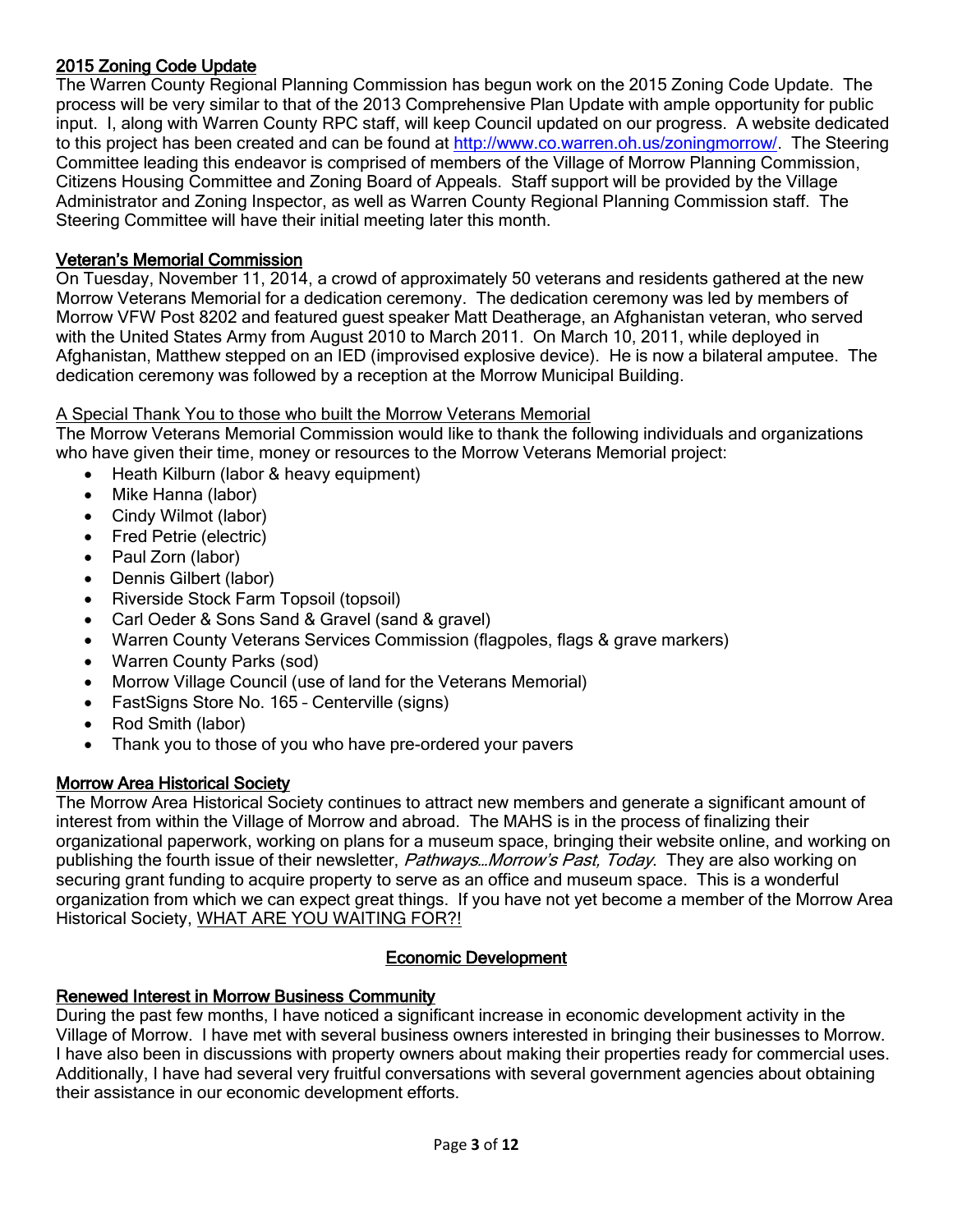## 2015 Zoning Code Update

The Warren County Regional Planning Commission has begun work on the 2015 Zoning Code Update. The process will be very similar to that of the 2013 Comprehensive Plan Update with ample opportunity for public input. I, along with Warren County RPC staff, will keep Council updated on our progress. A website dedicated to this project has been created and can be found at http://www.co.warren.oh.us/zoningmorrow/. The Steering Committee leading this endeavor is comprised of members of the Village of Morrow Planning Commission, Citizens Housing Committee and Zoning Board of Appeals. Staff support will be provided by the Village Administrator and Zoning Inspector, as well as Warren County Regional Planning Commission staff. The Steering Committee will have their initial meeting later this month.

## Veteran's Memorial Commission

On Tuesday, November 11, 2014, a crowd of approximately 50 veterans and residents gathered at the new Morrow Veterans Memorial for a dedication ceremony. The dedication ceremony was led by members of Morrow VFW Post 8202 and featured guest speaker Matt Deatherage, an Afghanistan veteran, who served with the United States Army from August 2010 to March 2011. On March 10, 2011, while deployed in Afghanistan, Matthew stepped on an IED (improvised explosive device). He is now a bilateral amputee. The dedication ceremony was followed by a reception at the Morrow Municipal Building.

### A Special Thank You to those who built the Morrow Veterans Memorial

The Morrow Veterans Memorial Commission would like to thank the following individuals and organizations who have given their time, money or resources to the Morrow Veterans Memorial project:

- Heath Kilburn (labor & heavy equipment)
- Mike Hanna (labor)
- Cindy Wilmot (labor)
- Fred Petrie (electric)
- Paul Zorn (labor)
- Dennis Gilbert (labor)
- Riverside Stock Farm Topsoil (topsoil)
- Carl Oeder & Sons Sand & Gravel (sand & gravel)
- Warren County Veterans Services Commission (flagpoles, flags & grave markers)
- Warren County Parks (sod)
- Morrow Village Council (use of land for the Veterans Memorial)
- FastSigns Store No. 165 – Centerville (signs)
- Rod Smith (labor)
- Thank you to those of you who have pre-ordered your pavers

## Morrow Area Historical Society

The Morrow Area Historical Society continues to attract new members and generate a significant amount of interest from within the Village of Morrow and abroad. The MAHS is in the process of finalizing their organizational paperwork, working on plans for a museum space, bringing their website online, and working on publishing the fourth issue of their newsletter, *Pathways…Morrow's Past, Today*. They are also working on securing grant funding to acquire property to serve as an office and museum space. This is a wonderful organization from which we can expect great things. If you have not yet become a member of the Morrow Area Historical Society, WHAT ARE YOU WAITING FOR?!

# Economic Development

## Renewed Interest in Morrow Business Community

During the past few months, I have noticed a significant increase in economic development activity in the Village of Morrow. I have met with several business owners interested in bringing their businesses to Morrow. I have also been in discussions with property owners about making their properties ready for commercial uses. Additionally, I have had several very fruitful conversations with several government agencies about obtaining their assistance in our economic development efforts.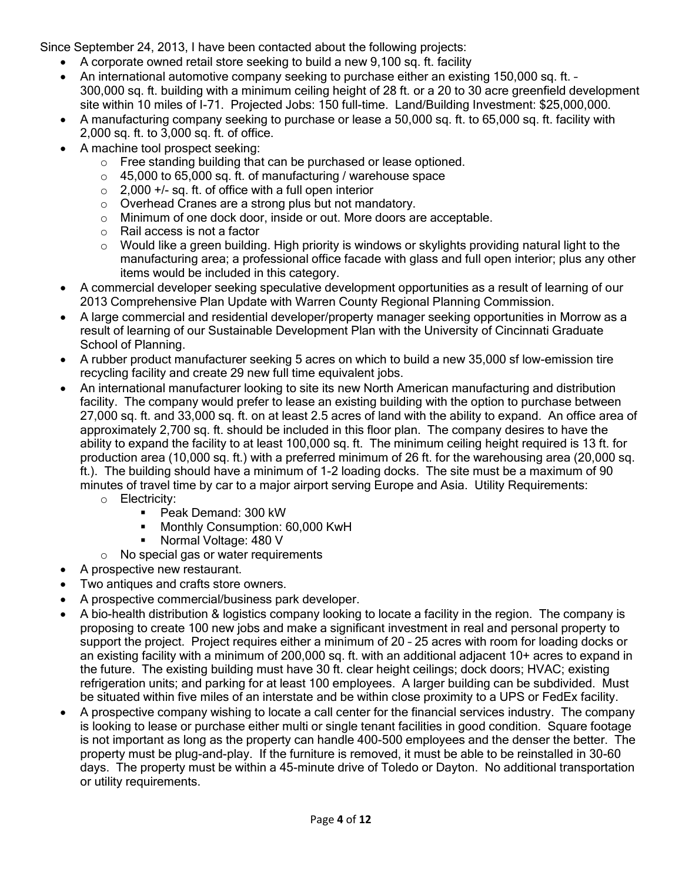Since September 24, 2013, I have been contacted about the following projects:

- A corporate owned retail store seeking to build a new 9,100 sq. ft. facility
- An international automotive company seeking to purchase either an existing 150,000 sq. ft. – 300,000 sq. ft. building with a minimum ceiling height of 28 ft. or a 20 to 30 acre greenfield development site within 10 miles of I-71. Projected Jobs: 150 full-time. Land/Building Investment: $25,000,000.
- A manufacturing company seeking to purchase or lease a 50,000 sq. ft. to 65,000 sq. ft. facility with 2,000 sq. ft. to 3,000 sq. ft. of office.
- A machine tool prospect seeking:
  - Free standing building that can be purchased or lease optioned.
  - 45,000 to 65,000 sq. ft. of manufacturing / warehouse space
  - 2,000 +/- sq. ft. of office with a full open interior
  - Overhead Cranes are a strong plus but not mandatory.
  - Minimum of one dock door, inside or out. More doors are acceptable.
  - Rail access is not a factor
  - Would like a green building. High priority is windows or skylights providing natural light to the manufacturing area; a professional office facade with glass and full open interior; plus any other items would be included in this category.
- A commercial developer seeking speculative development opportunities as a result of learning of our 2013 Comprehensive Plan Update with Warren County Regional Planning Commission.
- A large commercial and residential developer/property manager seeking opportunities in Morrow as a result of learning of our Sustainable Development Plan with the University of Cincinnati Graduate School of Planning.
- A rubber product manufacturer seeking 5 acres on which to build a new 35,000 sf low-emission tire recycling facility and create 29 new full time equivalent jobs.
- An international manufacturer looking to site its new North American manufacturing and distribution facility. The company would prefer to lease an existing building with the option to purchase between 27,000 sq. ft. and 33,000 sq. ft. on at least 2.5 acres of land with the ability to expand. An office area of approximately 2,700 sq. ft. should be included in this floor plan. The company desires to have the ability to expand the facility to at least 100,000 sq. ft. The minimum ceiling height required is 13 ft. for production area (10,000 sq. ft.) with a preferred minimum of 26 ft. for the warehousing area (20,000 sq. ft.). The building should have a minimum of 1-2 loading docks. The site must be a maximum of 90 minutes of travel time by car to a major airport serving Europe and Asia. Utility Requirements:
  - Electricity:
    - Peak Demand: 300 kW
    - Monthly Consumption: 60,000 KwH
    - Normal Voltage: 480 V
  - No special gas or water requirements
- A prospective new restaurant.
- Two antiques and crafts store owners.
- A prospective commercial/business park developer.
- A bio-health distribution & logistics company looking to locate a facility in the region. The company is proposing to create 100 new jobs and make a significant investment in real and personal property to support the project. Project requires either a minimum of 20 – 25 acres with room for loading docks or an existing facility with a minimum of 200,000 sq. ft. with an additional adjacent 10+ acres to expand in the future. The existing building must have 30 ft. clear height ceilings; dock doors; HVAC; existing refrigeration units; and parking for at least 100 employees. A larger building can be subdivided. Must be situated within five miles of an interstate and be within close proximity to a UPS or FedEx facility.
- A prospective company wishing to locate a call center for the financial services industry. The company is looking to lease or purchase either multi or single tenant facilities in good condition. Square footage is not important as long as the property can handle 400-500 employees and the denser the better. The property must be plug-and-play. If the furniture is removed, it must be able to be reinstalled in 30-60 days. The property must be within a 45-minute drive of Toledo or Dayton. No additional transportation or utility requirements.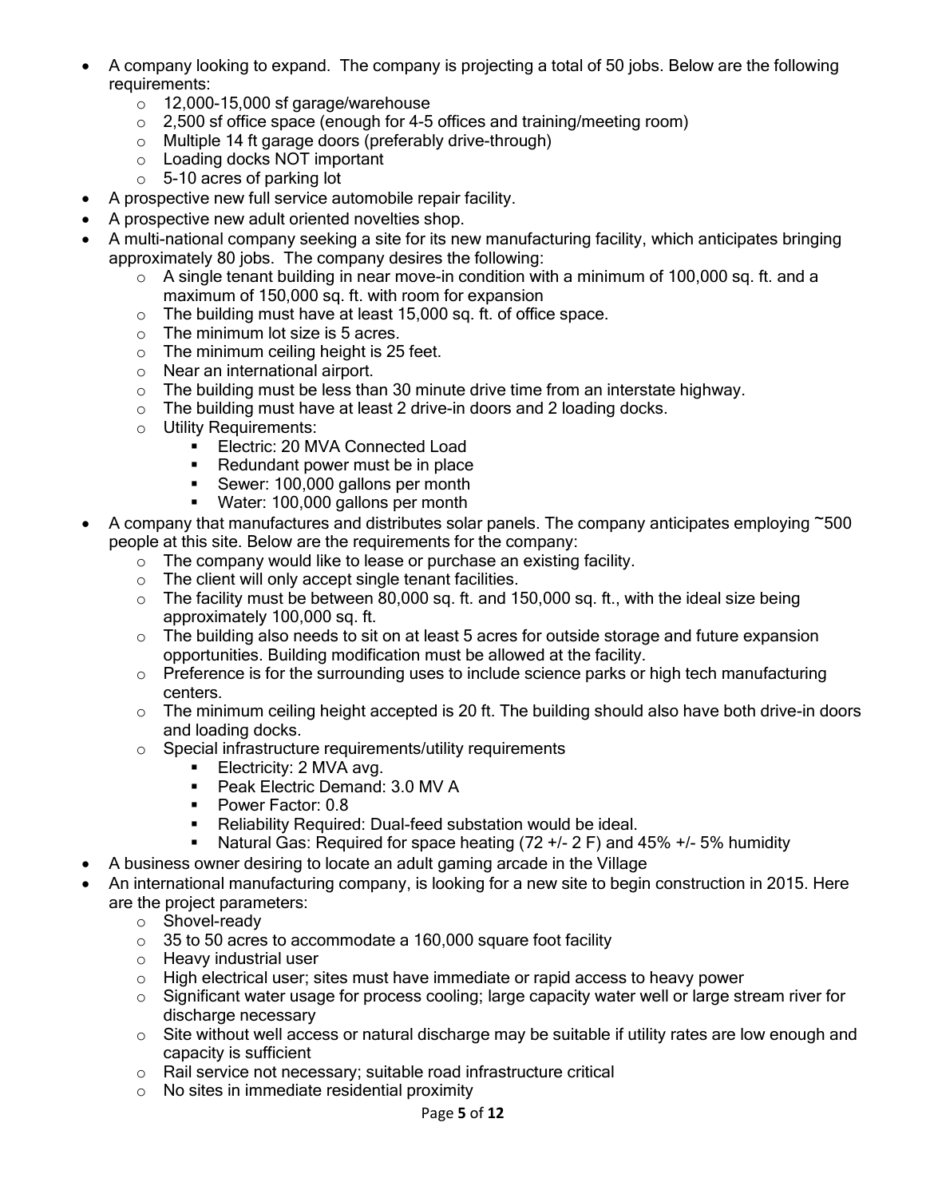- A company looking to expand. The company is projecting a total of 50 jobs. Below are the following requirements:
    - 12,000-15,000 sf garage/warehouse
    - 2,500 sf office space (enough for 4-5 offices and training/meeting room)
    - Multiple 14 ft garage doors (preferably drive-through)
    - Loading docks NOT important
    - 5-10 acres of parking lot
- A prospective new full service automobile repair facility.
- A prospective new adult oriented novelties shop.
- A multi-national company seeking a site for its new manufacturing facility, which anticipates bringing approximately 80 jobs. The company desires the following:
    - A single tenant building in near move-in condition with a minimum of 100,000 sq. ft. and a maximum of 150,000 sq. ft. with room for expansion
    - The building must have at least 15,000 sq. ft. of office space.
    - The minimum lot size is 5 acres.
    - The minimum ceiling height is 25 feet.
    - Near an international airport.
    - The building must be less than 30 minute drive time from an interstate highway.
    - The building must have at least 2 drive-in doors and 2 loading docks.
    - Utility Requirements:
        - Electric: 20 MVA Connected Load
        - Redundant power must be in place
        - Sewer: 100,000 gallons per month
        - Water: 100,000 gallons per month
- A company that manufactures and distributes solar panels. The company anticipates employing ~500 people at this site. Below are the requirements for the company:
    - The company would like to lease or purchase an existing facility.
    - The client will only accept single tenant facilities.
    - The facility must be between 80,000 sq. ft. and 150,000 sq. ft., with the ideal size being approximately 100,000 sq. ft.
    - The building also needs to sit on at least 5 acres for outside storage and future expansion opportunities. Building modification must be allowed at the facility.
    - Preference is for the surrounding uses to include science parks or high tech manufacturing centers.
    - The minimum ceiling height accepted is 20 ft. The building should also have both drive-in doors and loading docks.
    - Special infrastructure requirements/utility requirements
        - Electricity: 2 MVA avg.
        - Peak Electric Demand: 3.0 MV A
        - Power Factor: 0.8
        - Reliability Required: Dual-feed substation would be ideal.
        - Natural Gas: Required for space heating (72 +/- 2 F) and 45% +/- 5% humidity
- A business owner desiring to locate an adult gaming arcade in the Village
- An international manufacturing company, is looking for a new site to begin construction in 2015. Here are the project parameters:
    - Shovel-ready
    - 35 to 50 acres to accommodate a 160,000 square foot facility
    - Heavy industrial user
    - High electrical user; sites must have immediate or rapid access to heavy power
    - Significant water usage for process cooling; large capacity water well or large stream river for discharge necessary
    - Site without well access or natural discharge may be suitable if utility rates are low enough and capacity is sufficient
    - Rail service not necessary; suitable road infrastructure critical
    - No sites in immediate residential proximity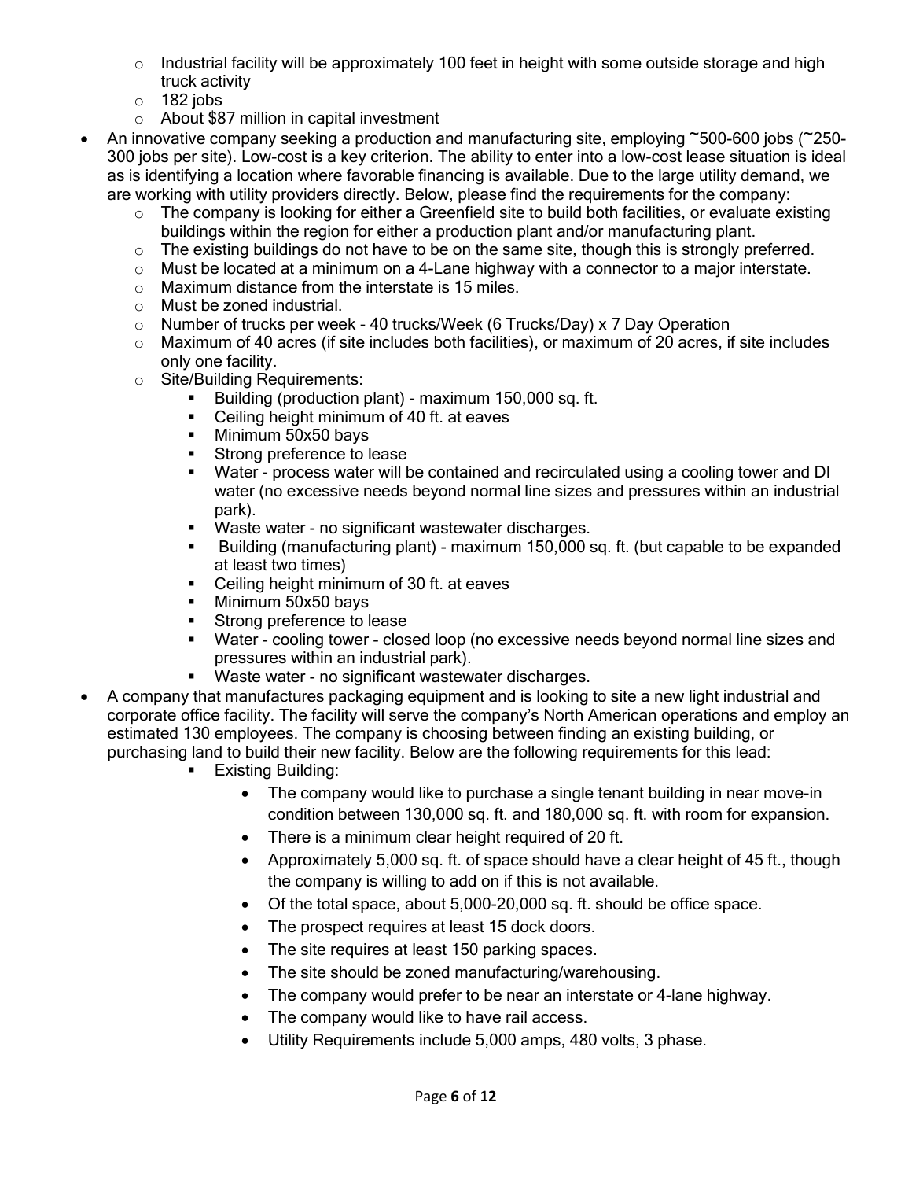- Industrial facility will be approximately 100 feet in height with some outside storage and high truck activity
  - 182 jobs
  - About $87 million in capital investment
- An innovative company seeking a production and manufacturing site, employing ~500-600 jobs (~250-300 jobs per site). Low-cost is a key criterion. The ability to enter into a low-cost lease situation is ideal as is identifying a location where favorable financing is available. Due to the large utility demand, we are working with utility providers directly. Below, please find the requirements for the company:
  - The company is looking for either a Greenfield site to build both facilities, or evaluate existing buildings within the region for either a production plant and/or manufacturing plant.
  - The existing buildings do not have to be on the same site, though this is strongly preferred.
  - Must be located at a minimum on a 4-Lane highway with a connector to a major interstate.
  - Maximum distance from the interstate is 15 miles.
  - Must be zoned industrial.
  - Number of trucks per week - 40 trucks/Week (6 Trucks/Day) x 7 Day Operation
  - Maximum of 40 acres (if site includes both facilities), or maximum of 20 acres, if site includes only one facility.
  - Site/Building Requirements:
    - Building (production plant) - maximum 150,000 sq. ft.
    - Ceiling height minimum of 40 ft. at eaves
    - Minimum 50x50 bays
    - Strong preference to lease
    - Water - process water will be contained and recirculated using a cooling tower and DI water (no excessive needs beyond normal line sizes and pressures within an industrial park).
    - Waste water - no significant wastewater discharges.
    - Building (manufacturing plant) - maximum 150,000 sq. ft. (but capable to be expanded at least two times)
    - Ceiling height minimum of 30 ft. at eaves
    - Minimum 50x50 bays
    - Strong preference to lease
    - Water - cooling tower - closed loop (no excessive needs beyond normal line sizes and pressures within an industrial park).
    - Waste water - no significant wastewater discharges.
- A company that manufactures packaging equipment and is looking to site a new light industrial and corporate office facility. The facility will serve the company's North American operations and employ an estimated 130 employees. The company is choosing between finding an existing building, or purchasing land to build their new facility. Below are the following requirements for this lead:
    - Existing Building:
      - The company would like to purchase a single tenant building in near move-in condition between 130,000 sq. ft. and 180,000 sq. ft. with room for expansion.
      - There is a minimum clear height required of 20 ft.
      - Approximately 5,000 sq. ft. of space should have a clear height of 45 ft., though the company is willing to add on if this is not available.
      - Of the total space, about 5,000-20,000 sq. ft. should be office space.
      - The prospect requires at least 15 dock doors.
      - The site requires at least 150 parking spaces.
      - The site should be zoned manufacturing/warehousing.
      - The company would prefer to be near an interstate or 4-lane highway.
      - The company would like to have rail access.
      - Utility Requirements include 5,000 amps, 480 volts, 3 phase.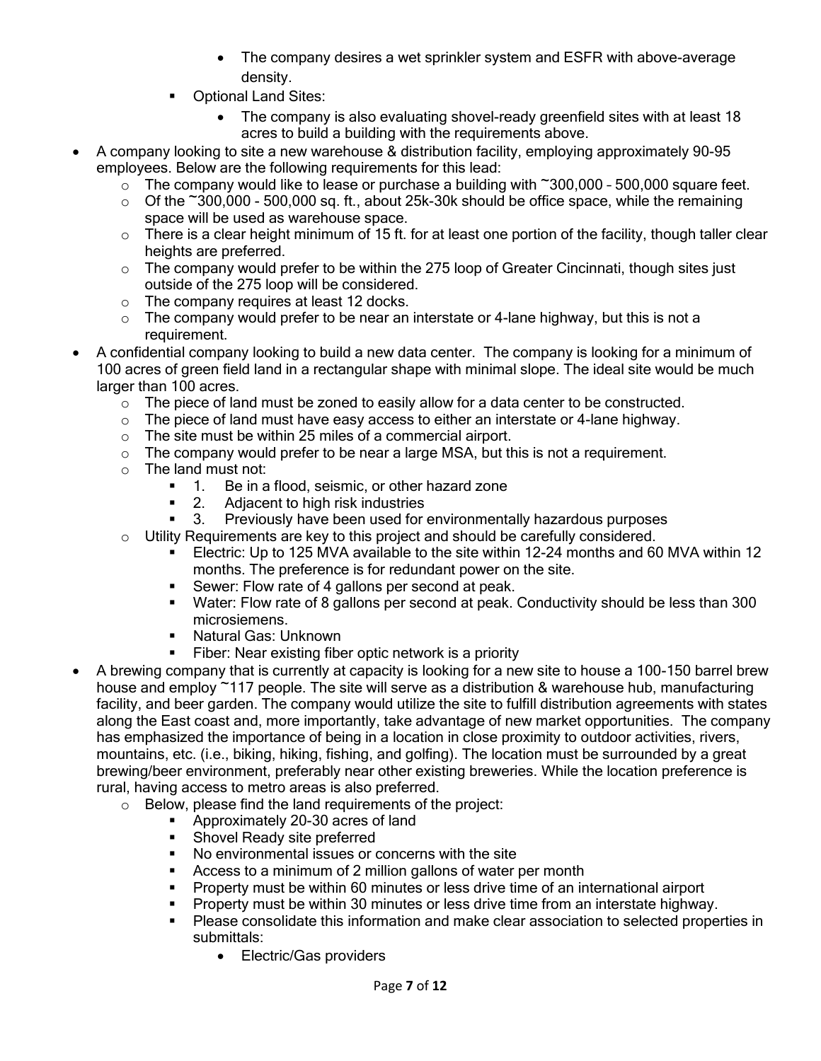- The company desires a wet sprinkler system and ESFR with above-average density.
    - Optional Land Sites:
        - The company is also evaluating shovel-ready greenfield sites with at least 18 acres to build a building with the requirements above.

- A company looking to site a new warehouse & distribution facility, employing approximately 90-95 employees. Below are the following requirements for this lead:
    - The company would like to lease or purchase a building with ~300,000 – 500,000 square feet.
    - Of the ~300,000 - 500,000 sq. ft., about 25k-30k should be office space, while the remaining space will be used as warehouse space.
    - There is a clear height minimum of 15 ft. for at least one portion of the facility, though taller clear heights are preferred.
    - The company would prefer to be within the 275 loop of Greater Cincinnati, though sites just outside of the 275 loop will be considered.
    - The company requires at least 12 docks.
    - The company would prefer to be near an interstate or 4-lane highway, but this is not a requirement.
- A confidential company looking to build a new data center. The company is looking for a minimum of 100 acres of green field land in a rectangular shape with minimal slope. The ideal site would be much larger than 100 acres.
    - The piece of land must be zoned to easily allow for a data center to be constructed.
    - The piece of land must have easy access to either an interstate or 4-lane highway.
    - The site must be within 25 miles of a commercial airport.
    - The company would prefer to be near a large MSA, but this is not a requirement.
    - The land must not:
        - 1. Be in a flood, seismic, or other hazard zone
        - 2. Adjacent to high risk industries
        - 3. Previously have been used for environmentally hazardous purposes
    - Utility Requirements are key to this project and should be carefully considered.
        - Electric: Up to 125 MVA available to the site within 12-24 months and 60 MVA within 12 months. The preference is for redundant power on the site.
        - Sewer: Flow rate of 4 gallons per second at peak.
        - Water: Flow rate of 8 gallons per second at peak. Conductivity should be less than 300 microsiemens.
        - Natural Gas: Unknown
        - Fiber: Near existing fiber optic network is a priority
- A brewing company that is currently at capacity is looking for a new site to house a 100-150 barrel brew house and employ ~117 people. The site will serve as a distribution & warehouse hub, manufacturing facility, and beer garden. The company would utilize the site to fulfill distribution agreements with states along the East coast and, more importantly, take advantage of new market opportunities. The company has emphasized the importance of being in a location in close proximity to outdoor activities, rivers, mountains, etc. (i.e., biking, hiking, fishing, and golfing). The location must be surrounded by a great brewing/beer environment, preferably near other existing breweries. While the location preference is rural, having access to metro areas is also preferred.
    - Below, please find the land requirements of the project:
        - Approximately 20-30 acres of land
        - Shovel Ready site preferred
        - No environmental issues or concerns with the site
        - Access to a minimum of 2 million gallons of water per month
        - Property must be within 60 minutes or less drive time of an international airport
        - Property must be within 30 minutes or less drive time from an interstate highway.
        - Please consolidate this information and make clear association to selected properties in submittals:
            - Electric/Gas providers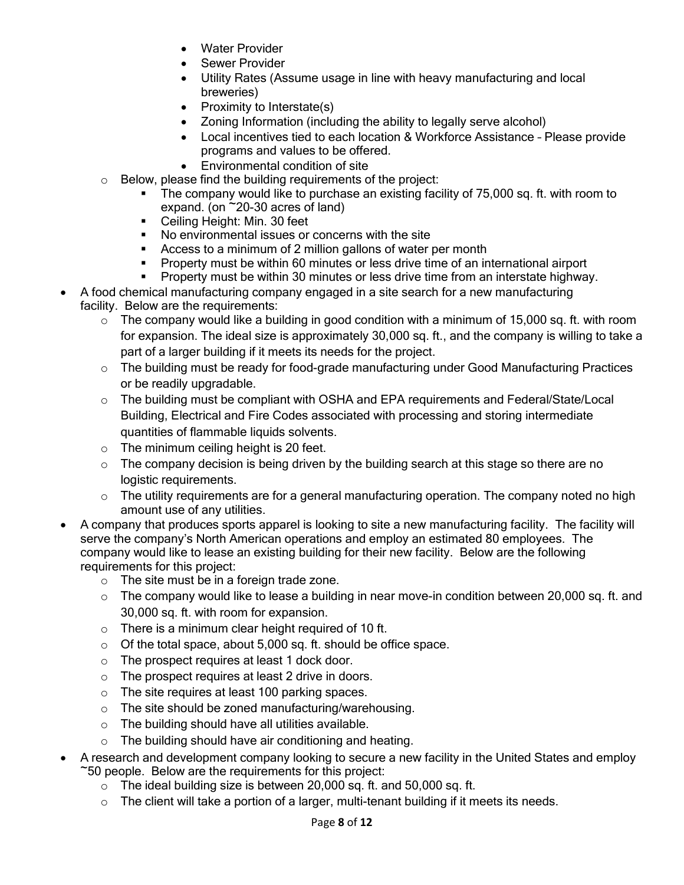- Water Provider
        - Sewer Provider
        - Utility Rates (Assume usage in line with heavy manufacturing and local breweries)
        - Proximity to Interstate(s)
        - Zoning Information (including the ability to legally serve alcohol)
        - Local incentives tied to each location & Workforce Assistance – Please provide programs and values to be offered.
        - Environmental condition of site
    - Below, please find the building requirements of the project:
        - The company would like to purchase an existing facility of 75,000 sq. ft. with room to expand. (on ~20-30 acres of land)
        - Ceiling Height: Min. 30 feet
        - No environmental issues or concerns with the site
        - Access to a minimum of 2 million gallons of water per month
        - Property must be within 60 minutes or less drive time of an international airport
        - Property must be within 30 minutes or less drive time from an interstate highway.
- A food chemical manufacturing company engaged in a site search for a new manufacturing facility. Below are the requirements:
    - The company would like a building in good condition with a minimum of 15,000 sq. ft. with room for expansion. The ideal size is approximately 30,000 sq. ft., and the company is willing to take a part of a larger building if it meets its needs for the project.
    - The building must be ready for food-grade manufacturing under Good Manufacturing Practices or be readily upgradable.
    - The building must be compliant with OSHA and EPA requirements and Federal/State/Local Building, Electrical and Fire Codes associated with processing and storing intermediate quantities of flammable liquids solvents.
    - The minimum ceiling height is 20 feet.
    - The company decision is being driven by the building search at this stage so there are no logistic requirements.
    - The utility requirements are for a general manufacturing operation. The company noted no high amount use of any utilities.
- A company that produces sports apparel is looking to site a new manufacturing facility. The facility will serve the company's North American operations and employ an estimated 80 employees. The company would like to lease an existing building for their new facility. Below are the following requirements for this project:
    - The site must be in a foreign trade zone.
    - The company would like to lease a building in near move-in condition between 20,000 sq. ft. and 30,000 sq. ft. with room for expansion.
    - There is a minimum clear height required of 10 ft.
    - Of the total space, about 5,000 sq. ft. should be office space.
    - The prospect requires at least 1 dock door.
    - The prospect requires at least 2 drive in doors.
    - The site requires at least 100 parking spaces.
    - The site should be zoned manufacturing/warehousing.
    - The building should have all utilities available.
    - The building should have air conditioning and heating.
- A research and development company looking to secure a new facility in the United States and employ ~50 people. Below are the requirements for this project:
    - The ideal building size is between 20,000 sq. ft. and 50,000 sq. ft.
    - The client will take a portion of a larger, multi-tenant building if it meets its needs.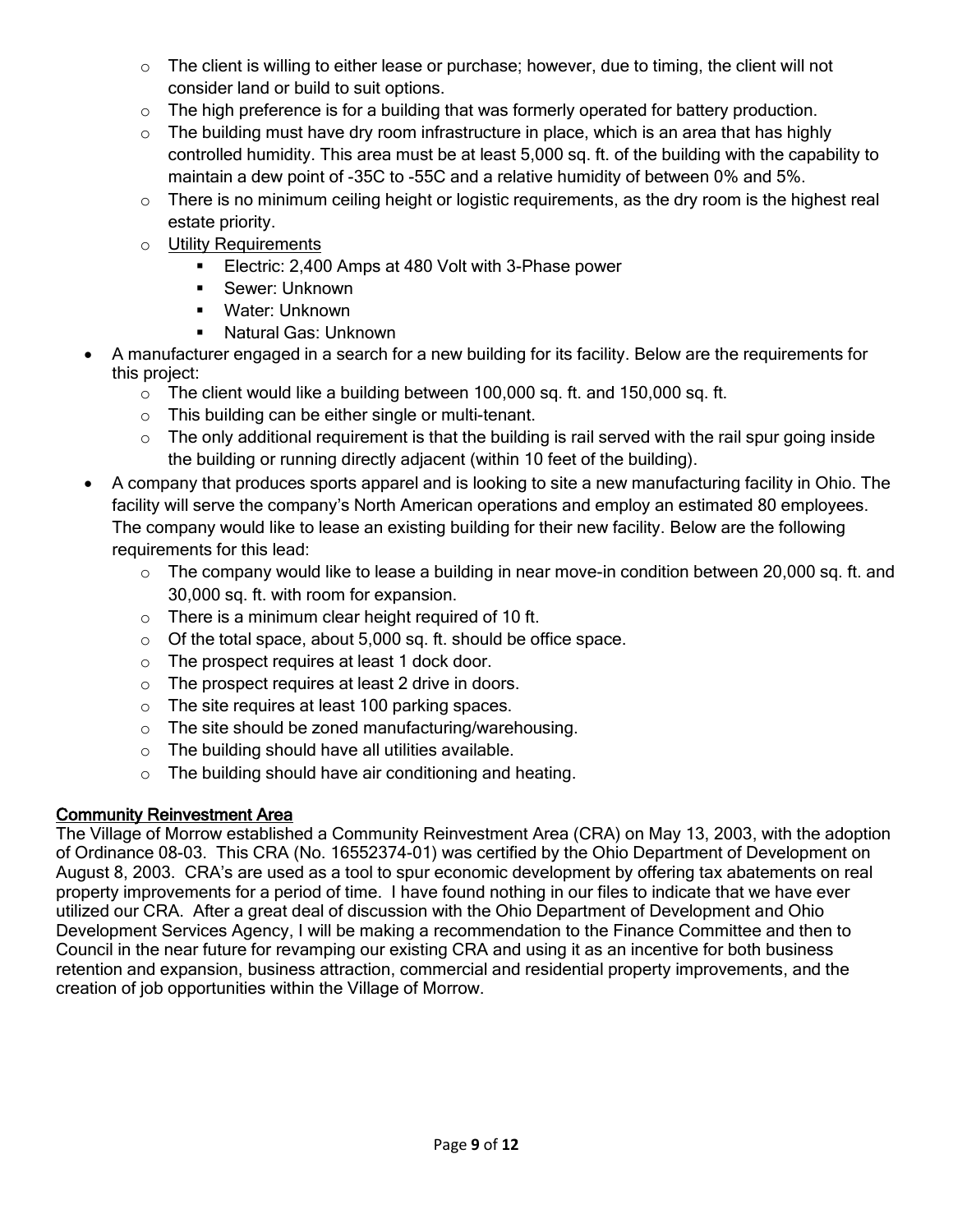- The client is willing to either lease or purchase; however, due to timing, the client will not consider land or build to suit options.
  - The high preference is for a building that was formerly operated for battery production.
  - The building must have dry room infrastructure in place, which is an area that has highly controlled humidity. This area must be at least 5,000 sq. ft. of the building with the capability to maintain a dew point of -35C to -55C and a relative humidity of between 0% and 5%.
  - There is no minimum ceiling height or logistic requirements, as the dry room is the highest real estate priority.
  - <u>Utility Requirements</u>
    - Electric: 2,400 Amps at 480 Volt with 3-Phase power
    - Sewer: Unknown
    - Water: Unknown
    - Natural Gas: Unknown
- A manufacturer engaged in a search for a new building for its facility. Below are the requirements for this project:
  - The client would like a building between 100,000 sq. ft. and 150,000 sq. ft.
  - This building can be either single or multi-tenant.
  - The only additional requirement is that the building is rail served with the rail spur going inside the building or running directly adjacent (within 10 feet of the building).
- A company that produces sports apparel and is looking to site a new manufacturing facility in Ohio. The facility will serve the company's North American operations and employ an estimated 80 employees. The company would like to lease an existing building for their new facility. Below are the following requirements for this lead:
  - The company would like to lease a building in near move-in condition between 20,000 sq. ft. and 30,000 sq. ft. with room for expansion.
  - There is a minimum clear height required of 10 ft.
  - Of the total space, about 5,000 sq. ft. should be office space.
  - The prospect requires at least 1 dock door.
  - The prospect requires at least 2 drive in doors.
  - The site requires at least 100 parking spaces.
  - The site should be zoned manufacturing/warehousing.
  - The building should have all utilities available.
  - The building should have air conditioning and heating.

## Community Reinvestment Area

The Village of Morrow established a Community Reinvestment Area (CRA) on May 13, 2003, with the adoption of Ordinance 08-03. This CRA (No. 16552374-01) was certified by the Ohio Department of Development on August 8, 2003. CRA's are used as a tool to spur economic development by offering tax abatements on real property improvements for a period of time. I have found nothing in our files to indicate that we have ever utilized our CRA. After a great deal of discussion with the Ohio Department of Development and Ohio Development Services Agency, I will be making a recommendation to the Finance Committee and then to Council in the near future for revamping our existing CRA and using it as an incentive for both business retention and expansion, business attraction, commercial and residential property improvements, and the creation of job opportunities within the Village of Morrow.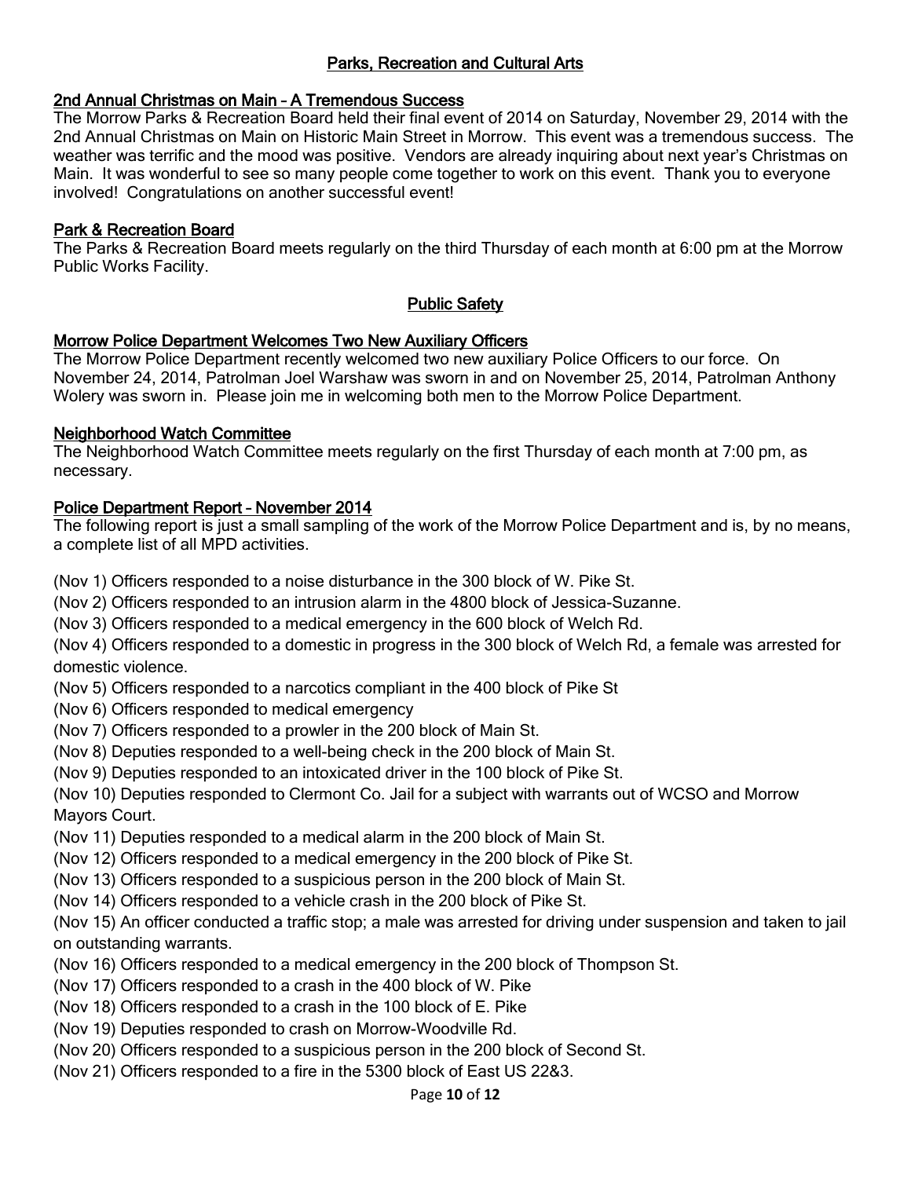## Parks, Recreation and Cultural Arts

### 2nd Annual Christmas on Main – A Tremendous Success

The Morrow Parks & Recreation Board held their final event of 2014 on Saturday, November 29, 2014 with the 2nd Annual Christmas on Main on Historic Main Street in Morrow. This event was a tremendous success. The weather was terrific and the mood was positive. Vendors are already inquiring about next year's Christmas on Main. It was wonderful to see so many people come together to work on this event. Thank you to everyone involved! Congratulations on another successful event!

### Park & Recreation Board

The Parks & Recreation Board meets regularly on the third Thursday of each month at 6:00 pm at the Morrow Public Works Facility.

## Public Safety

### Morrow Police Department Welcomes Two New Auxiliary Officers

The Morrow Police Department recently welcomed two new auxiliary Police Officers to our force. On November 24, 2014, Patrolman Joel Warshaw was sworn in and on November 25, 2014, Patrolman Anthony Wolery was sworn in. Please join me in welcoming both men to the Morrow Police Department.

### Neighborhood Watch Committee

The Neighborhood Watch Committee meets regularly on the first Thursday of each month at 7:00 pm, as necessary.

### Police Department Report – November 2014

The following report is just a small sampling of the work of the Morrow Police Department and is, by no means, a complete list of all MPD activities.

(Nov 1) Officers responded to a noise disturbance in the 300 block of W. Pike St.

(Nov 2) Officers responded to an intrusion alarm in the 4800 block of Jessica-Suzanne.

(Nov 3) Officers responded to a medical emergency in the 600 block of Welch Rd.

(Nov 4) Officers responded to a domestic in progress in the 300 block of Welch Rd, a female was arrested for domestic violence.

(Nov 5) Officers responded to a narcotics compliant in the 400 block of Pike St

(Nov 6) Officers responded to medical emergency

(Nov 7) Officers responded to a prowler in the 200 block of Main St.

(Nov 8) Deputies responded to a well-being check in the 200 block of Main St.

(Nov 9) Deputies responded to an intoxicated driver in the 100 block of Pike St.

(Nov 10) Deputies responded to Clermont Co. Jail for a subject with warrants out of WCSO and Morrow Mayors Court.

(Nov 11) Deputies responded to a medical alarm in the 200 block of Main St.

(Nov 12) Officers responded to a medical emergency in the 200 block of Pike St.

(Nov 13) Officers responded to a suspicious person in the 200 block of Main St.

(Nov 14) Officers responded to a vehicle crash in the 200 block of Pike St.

(Nov 15) An officer conducted a traffic stop; a male was arrested for driving under suspension and taken to jail on outstanding warrants.

(Nov 16) Officers responded to a medical emergency in the 200 block of Thompson St.

(Nov 17) Officers responded to a crash in the 400 block of W. Pike

(Nov 18) Officers responded to a crash in the 100 block of E. Pike

(Nov 19) Deputies responded to crash on Morrow-Woodville Rd.

(Nov 20) Officers responded to a suspicious person in the 200 block of Second St.

(Nov 21) Officers responded to a fire in the 5300 block of East US 22&3.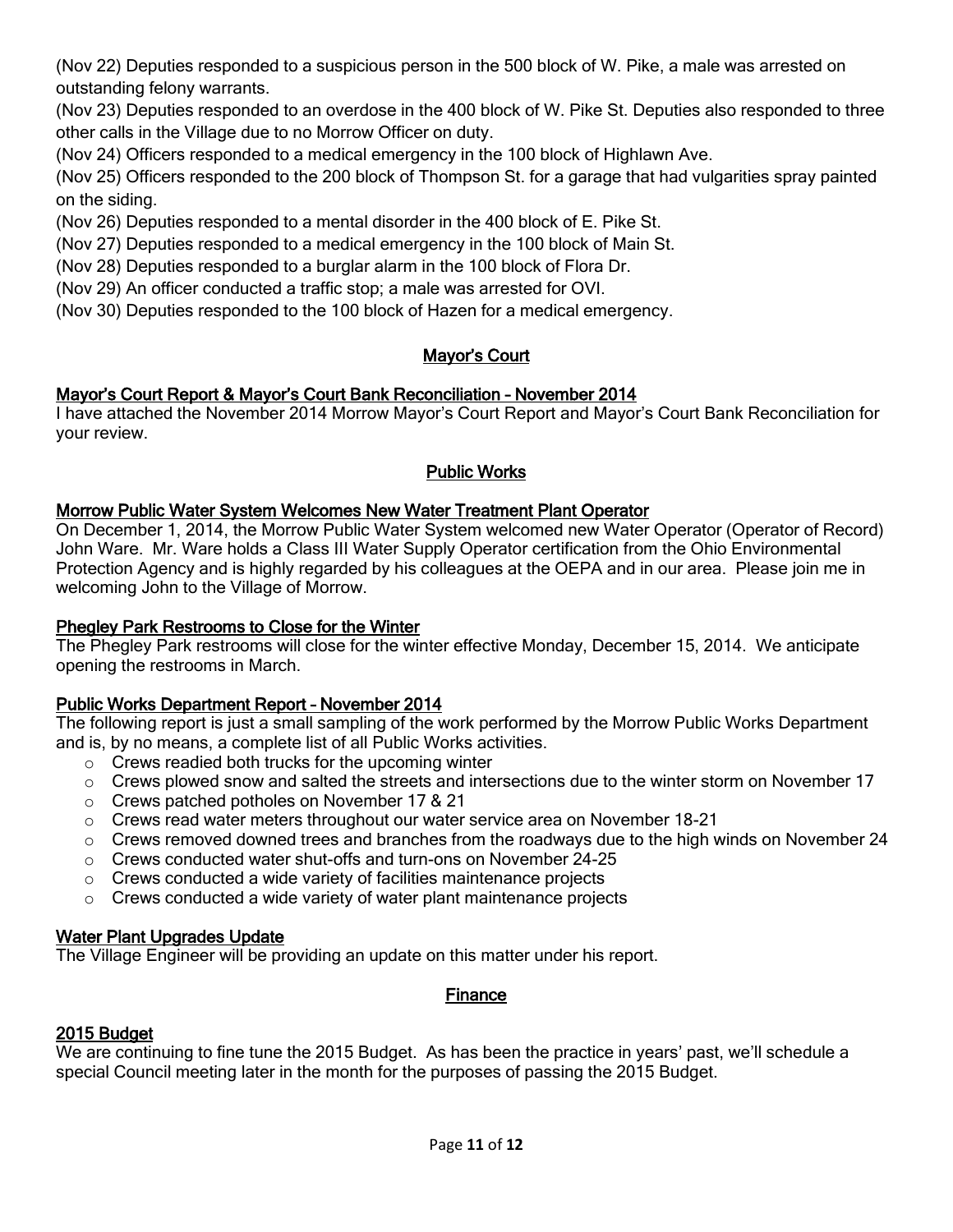(Nov 22) Deputies responded to a suspicious person in the 500 block of W. Pike, a male was arrested on outstanding felony warrants.

(Nov 23) Deputies responded to an overdose in the 400 block of W. Pike St. Deputies also responded to three other calls in the Village due to no Morrow Officer on duty.

(Nov 24) Officers responded to a medical emergency in the 100 block of Highlawn Ave.

(Nov 25) Officers responded to the 200 block of Thompson St. for a garage that had vulgarities spray painted on the siding.

(Nov 26) Deputies responded to a mental disorder in the 400 block of E. Pike St.

(Nov 27) Deputies responded to a medical emergency in the 100 block of Main St.

(Nov 28) Deputies responded to a burglar alarm in the 100 block of Flora Dr.

(Nov 29) An officer conducted a traffic stop; a male was arrested for OVI.

(Nov 30) Deputies responded to the 100 block of Hazen for a medical emergency.

## Mayor's Court

### Mayor's Court Report & Mayor's Court Bank Reconciliation – November 2014

I have attached the November 2014 Morrow Mayor's Court Report and Mayor's Court Bank Reconciliation for your review.

## Public Works

### Morrow Public Water System Welcomes New Water Treatment Plant Operator

On December 1, 2014, the Morrow Public Water System welcomed new Water Operator (Operator of Record) John Ware. Mr. Ware holds a Class III Water Supply Operator certification from the Ohio Environmental Protection Agency and is highly regarded by his colleagues at the OEPA and in our area. Please join me in welcoming John to the Village of Morrow.

### Phegley Park Restrooms to Close for the Winter

The Phegley Park restrooms will close for the winter effective Monday, December 15, 2014. We anticipate opening the restrooms in March.

### Public Works Department Report – November 2014

The following report is just a small sampling of the work performed by the Morrow Public Works Department and is, by no means, a complete list of all Public Works activities.

- Crews readied both trucks for the upcoming winter
- Crews plowed snow and salted the streets and intersections due to the winter storm on November 17
- Crews patched potholes on November 17 & 21
- Crews read water meters throughout our water service area on November 18-21
- Crews removed downed trees and branches from the roadways due to the high winds on November 24
- Crews conducted water shut-offs and turn-ons on November 24-25
- Crews conducted a wide variety of facilities maintenance projects
- Crews conducted a wide variety of water plant maintenance projects

### Water Plant Upgrades Update

The Village Engineer will be providing an update on this matter under his report.

## Finance

### 2015 Budget

We are continuing to fine tune the 2015 Budget. As has been the practice in years' past, we'll schedule a special Council meeting later in the month for the purposes of passing the 2015 Budget.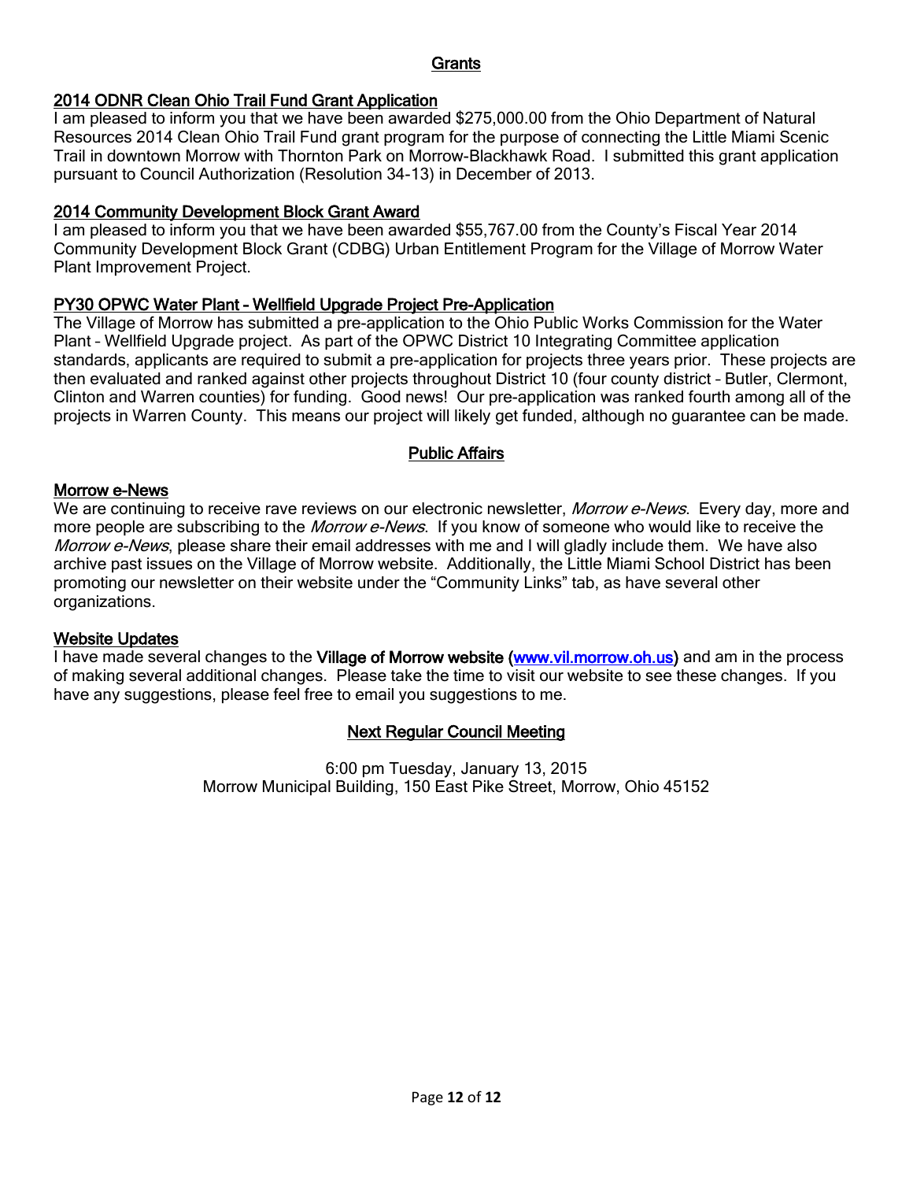## Grants

### 2014 ODNR Clean Ohio Trail Fund Grant Application

I am pleased to inform you that we have been awarded $275,000.00 from the Ohio Department of Natural Resources 2014 Clean Ohio Trail Fund grant program for the purpose of connecting the Little Miami Scenic Trail in downtown Morrow with Thornton Park on Morrow-Blackhawk Road. I submitted this grant application pursuant to Council Authorization (Resolution 34-13) in December of 2013.

### 2014 Community Development Block Grant Award

I am pleased to inform you that we have been awarded $55,767.00 from the County's Fiscal Year 2014 Community Development Block Grant (CDBG) Urban Entitlement Program for the Village of Morrow Water Plant Improvement Project.

### PY30 OPWC Water Plant – Wellfield Upgrade Project Pre-Application

The Village of Morrow has submitted a pre-application to the Ohio Public Works Commission for the Water Plant – Wellfield Upgrade project. As part of the OPWC District 10 Integrating Committee application standards, applicants are required to submit a pre-application for projects three years prior. These projects are then evaluated and ranked against other projects throughout District 10 (four county district – Butler, Clermont, Clinton and Warren counties) for funding. Good news! Our pre-application was ranked fourth among all of the projects in Warren County. This means our project will likely get funded, although no guarantee can be made.

## Public Affairs

### Morrow e-News

We are continuing to receive rave reviews on our electronic newsletter, *Morrow e-News*. Every day, more and more people are subscribing to the *Morrow e-News*. If you know of someone who would like to receive the *Morrow e-News*, please share their email addresses with me and I will gladly include them. We have also archive past issues on the Village of Morrow website. Additionally, the Little Miami School District has been promoting our newsletter on their website under the "Community Links" tab, as have several other organizations.

### Website Updates

I have made several changes to the **Village of Morrow website ([www.vil.morrow.oh.us](http://www.vil.morrow.oh.us))** and am in the process of making several additional changes. Please take the time to visit our website to see these changes. If you have any suggestions, please feel free to email you suggestions to me.

## Next Regular Council Meeting

6:00 pm Tuesday, January 13, 2015
Morrow Municipal Building, 150 East Pike Street, Morrow, Ohio 45152